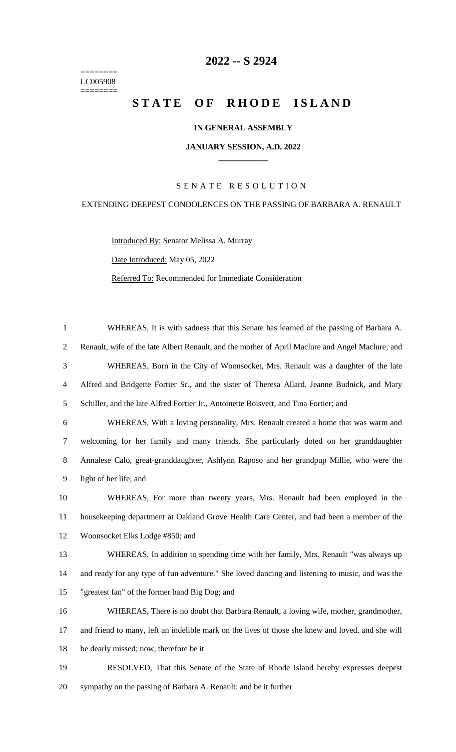# 2022 -- S 2924

========
LC005908
========

# STATE OF RHODE ISLAND

**IN GENERAL ASSEMBLY**

**JANUARY SESSION, A.D. 2022**

---

SENATE RESOLUTION

EXTENDING DEEPEST CONDOLENCES ON THE PASSING OF BARBARA A. RENAULT

Introduced By: Senator Melissa A. Murray

Date Introduced: May 05, 2022

Referred To: Recommended for Immediate Consideration

WHEREAS, It is with sadness that this Senate has learned of the passing of Barbara A. Renault, wife of the late Albert Renault, and the mother of April Maclure and Angel Maclure; and

WHEREAS, Born in the City of Woonsocket, Mrs. Renault was a daughter of the late Alfred and Bridgette Fortier Sr., and the sister of Theresa Allard, Jeanne Budnick, and Mary Schiller, and the late Alfred Fortier Jr., Antoinette Boisvert, and Tina Fortier; and

WHEREAS, With a loving personality, Mrs. Renault created a home that was warm and welcoming for her family and many friends. She particularly doted on her granddaughter Annalese Calo, great-granddaughter, Ashlynn Raposo and her grandpup Millie, who were the light of her life; and

WHEREAS, For more than twenty years, Mrs. Renault had been employed in the housekeeping department at Oakland Grove Health Care Center, and had been a member of the Woonsocket Elks Lodge #850; and

WHEREAS, In addition to spending time with her family, Mrs. Renault "was always up and ready for any type of fun adventure." She loved dancing and listening to music, and was the "greatest fan" of the former band Big Dog; and

WHEREAS, There is no doubt that Barbara Renault, a loving wife, mother, grandmother, and friend to many, left an indelible mark on the lives of those she knew and loved, and she will be dearly missed; now, therefore be it

RESOLVED, That this Senate of the State of Rhode Island hereby expresses deepest sympathy on the passing of Barbara A. Renault; and be it further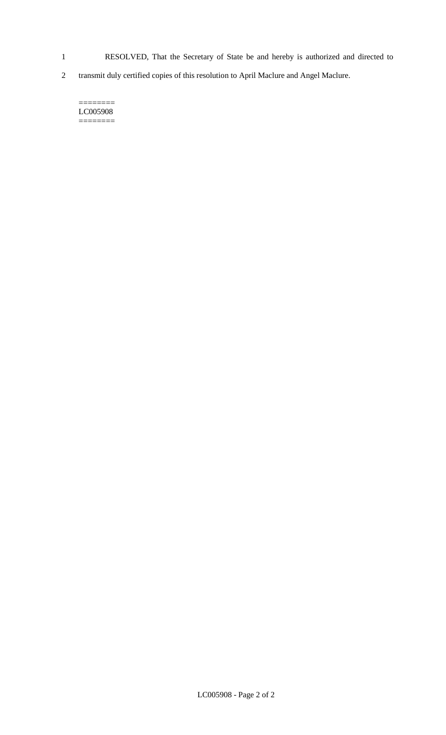RESOLVED, That the Secretary of State be and hereby is authorized and directed to transmit duly certified copies of this resolution to April Maclure and Angel Maclure.

========
LC005908
========